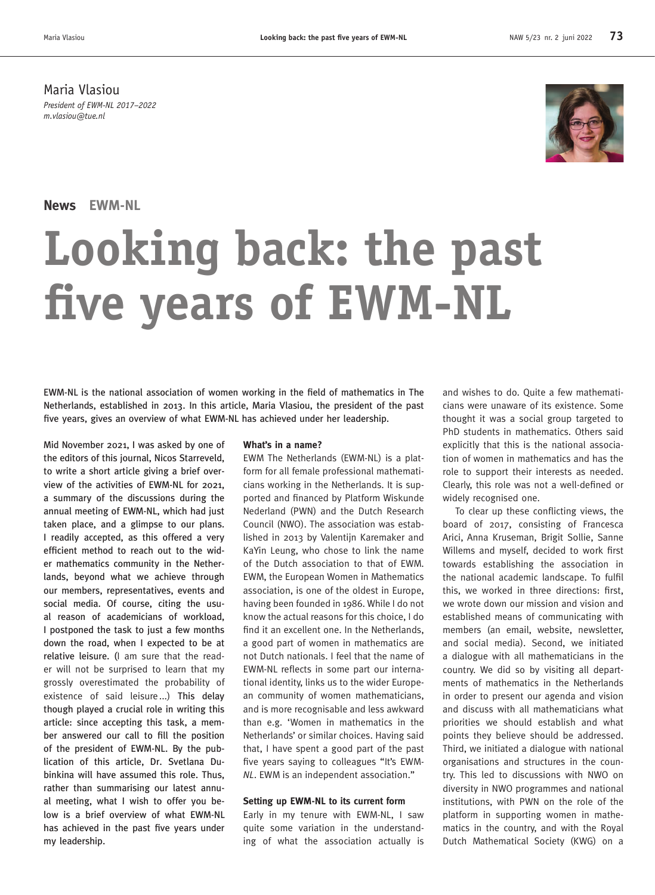Maria Vlasiou
*President of EWM-NL 2017–2022*
*m.vlasiou@tue.nl*

**News** EWM-NL

# Looking back: the past five years of EWM-NL

EWM-NL is the national association of women working in the field of mathematics in The Netherlands, established in 2013. In this article, Maria Vlasiou, the president of the past five years, gives an overview of what EWM-NL has achieved under her leadership.

Mid November 2021, I was asked by one of the editors of this journal, Nicos Starreveld, to write a short article giving a brief overview of the activities of EWM-NL for 2021, a summary of the discussions during the annual meeting of EWM-NL, which had just taken place, and a glimpse to our plans. I readily accepted, as this offered a very efficient method to reach out to the wider mathematics community in the Netherlands, beyond what we achieve through our members, representatives, events and social media. Of course, citing the usual reason of academicians of workload, I postponed the task to just a few months down the road, when I expected to be at relative leisure. (I am sure that the reader will not be surprised to learn that my grossly overestimated the probability of existence of said leisure ...) This delay though played a crucial role in writing this article: since accepting this task, a member answered our call to fill the position of the president of EWM-NL. By the publication of this article, Dr. Svetlana Dubinkina will have assumed this role. Thus, rather than summarising our latest annual meeting, what I wish to offer you below is a brief overview of what EWM-NL has achieved in the past five years under my leadership.

### What's in a name?

EWM The Netherlands (EWM-NL) is a platform for all female professional mathematicians working in the Netherlands. It is supported and financed by Platform Wiskunde Nederland (PWN) and the Dutch Research Council (NWO). The association was established in 2013 by Valentijn Karemaker and KaYin Leung, who chose to link the name of the Dutch association to that of EWM. EWM, the European Women in Mathematics association, is one of the oldest in Europe, having been founded in 1986. While I do not know the actual reasons for this choice, I do find it an excellent one. In the Netherlands, a good part of women in mathematics are not Dutch nationals. I feel that the name of EWM-NL reflects in some part our international identity, links us to the wider European community of women mathematicians, and is more recognisable and less awkward than e.g. 'Women in mathematics in the Netherlands' or similar choices. Having said that, I have spent a good part of the past five years saying to colleagues "It's EWM-*NL*. EWM is an independent association."

### Setting up EWM-NL to its current form

Early in my tenure with EWM-NL, I saw quite some variation in the understanding of what the association actually is and wishes to do. Quite a few mathematicians were unaware of its existence. Some thought it was a social group targeted to PhD students in mathematics. Others said explicitly that this is the national association of women in mathematics and has the role to support their interests as needed. Clearly, this role was not a well-defined or widely recognised one.

To clear up these conflicting views, the board of 2017, consisting of Francesca Arici, Anna Kruseman, Brigit Sollie, Sanne Willems and myself, decided to work first towards establishing the association in the national academic landscape. To fulfil this, we worked in three directions: first, we wrote down our mission and vision and established means of communicating with members (an email, website, newsletter, and social media). Second, we initiated a dialogue with all mathematicians in the country. We did so by visiting all departments of mathematics in the Netherlands in order to present our agenda and vision and discuss with all mathematicians what priorities we should establish and what points they believe should be addressed. Third, we initiated a dialogue with national organisations and structures in the country. This led to discussions with NWO on diversity in NWO programmes and national institutions, with PWN on the role of the platform in supporting women in mathematics in the country, and with the Royal Dutch Mathematical Society (KWG) on a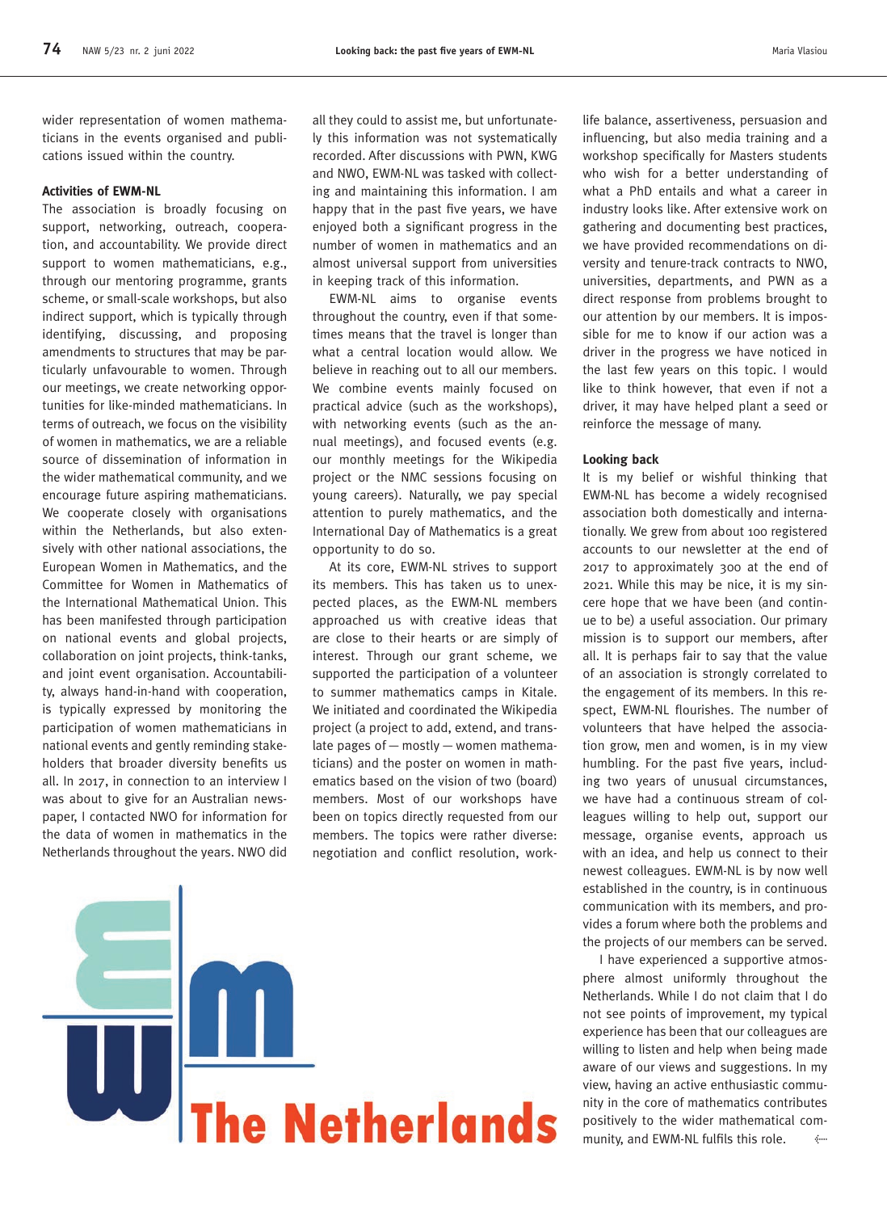wider representation of women mathematicians in the events organised and publications issued within the country.

### Activities of EWM-NL

The association is broadly focusing on support, networking, outreach, cooperation, and accountability. We provide direct support to women mathematicians, e.g., through our mentoring programme, grants scheme, or small-scale workshops, but also indirect support, which is typically through identifying, discussing, and proposing amendments to structures that may be particularly unfavourable to women. Through our meetings, we create networking opportunities for like-minded mathematicians. In terms of outreach, we focus on the visibility of women in mathematics, we are a reliable source of dissemination of information in the wider mathematical community, and we encourage future aspiring mathematicians. We cooperate closely with organisations within the Netherlands, but also extensively with other national associations, the European Women in Mathematics, and the Committee for Women in Mathematics of the International Mathematical Union. This has been manifested through participation on national events and global projects, collaboration on joint projects, think-tanks, and joint event organisation. Accountability, always hand-in-hand with cooperation, is typically expressed by monitoring the participation of women mathematicians in national events and gently reminding stakeholders that broader diversity benefits us all. In 2017, in connection to an interview I was about to give for an Australian newspaper, I contacted NWO for information for the data of women in mathematics in the Netherlands throughout the years. NWO did all they could to assist me, but unfortunately this information was not systematically recorded. After discussions with PWN, KWG and NWO, EWM-NL was tasked with collecting and maintaining this information. I am happy that in the past five years, we have enjoyed both a significant progress in the number of women in mathematics and an almost universal support from universities in keeping track of this information.

EWM-NL aims to organise events throughout the country, even if that sometimes means that the travel is longer than what a central location would allow. We believe in reaching out to all our members. We combine events mainly focused on practical advice (such as the workshops), with networking events (such as the annual meetings), and focused events (e.g. our monthly meetings for the Wikipedia project or the NMC sessions focusing on young careers). Naturally, we pay special attention to purely mathematics, and the International Day of Mathematics is a great opportunity to do so.

At its core, EWM-NL strives to support its members. This has taken us to unexpected places, as the EWM-NL members approached us with creative ideas that are close to their hearts or are simply of interest. Through our grant scheme, we supported the participation of a volunteer to summer mathematics camps in Kitale. We initiated and coordinated the Wikipedia project (a project to add, extend, and translate pages of — mostly — women mathematicians) and the poster on women in mathematics based on the vision of two (board) members. Most of our workshops have been on topics directly requested from our members. The topics were rather diverse: negotiation and conflict resolution, work-life balance, assertiveness, persuasion and influencing, but also media training and a workshop specifically for Masters students who wish for a better understanding of what a PhD entails and what a career in industry looks like. After extensive work on gathering and documenting best practices, we have provided recommendations on diversity and tenure-track contracts to NWO, universities, departments, and PWN as a direct response from problems brought to our attention by our members. It is impossible for me to know if our action was a driver in the progress we have noticed in the last few years on this topic. I would like to think however, that even if not a driver, it may have helped plant a seed or reinforce the message of many.

### Looking back

It is my belief or wishful thinking that EWM-NL has become a widely recognised association both domestically and internationally. We grew from about 100 registered accounts to our newsletter at the end of 2017 to approximately 300 at the end of 2021. While this may be nice, it is my sincere hope that we have been (and continue to be) a useful association. Our primary mission is to support our members, after all. It is perhaps fair to say that the value of an association is strongly correlated to the engagement of its members. In this respect, EWM-NL flourishes. The number of volunteers that have helped the association grow, men and women, is in my view humbling. For the past five years, including two years of unusual circumstances, we have had a continuous stream of colleagues willing to help out, support our message, organise events, approach us with an idea, and help us connect to their newest colleagues. EWM-NL is by now well established in the country, is in continuous communication with its members, and provides a forum where both the problems and the projects of our members can be served.

I have experienced a supportive atmosphere almost uniformly throughout the Netherlands. While I do not claim that I do not see points of improvement, my typical experience has been that our colleagues are willing to listen and help when being made aware of our views and suggestions. In my view, having an active enthusiastic community in the core of mathematics contributes positively to the wider mathematical community, and EWM-NL fulfils this role.

The Netherlands